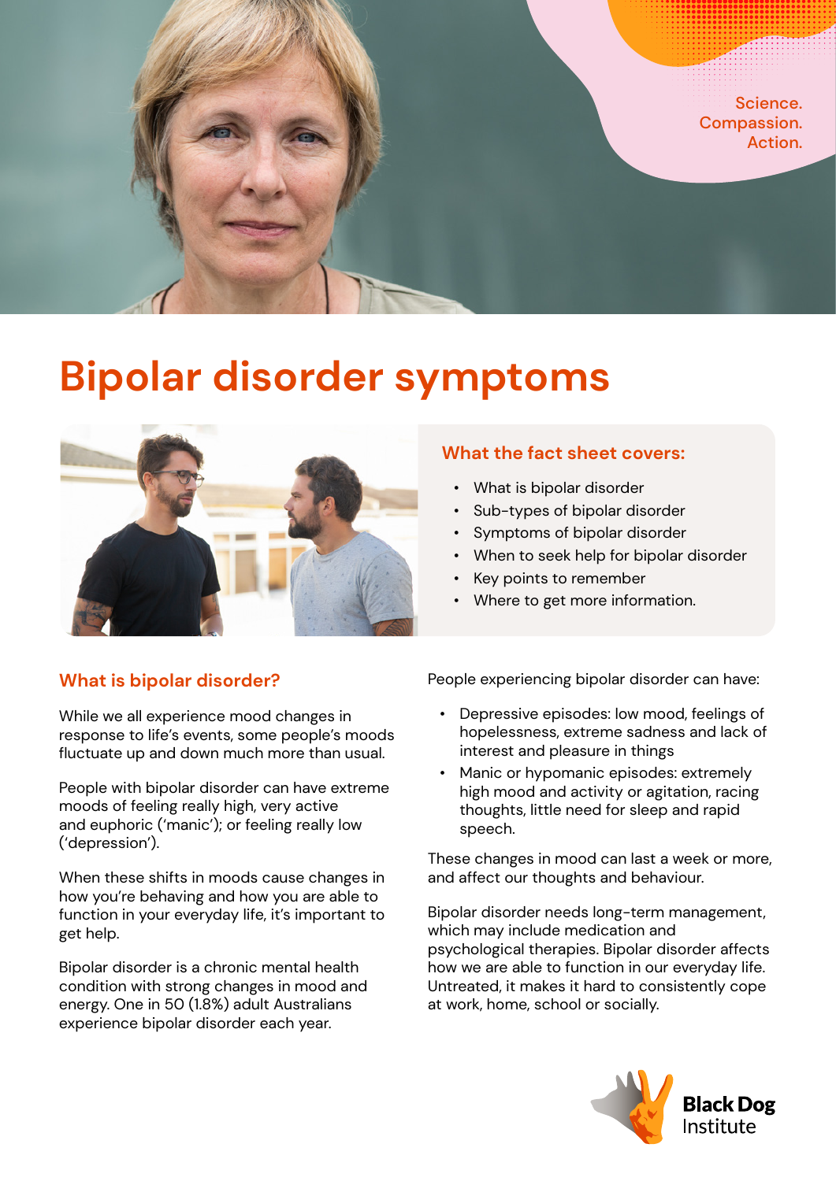Science. Compassion. Action.

# Bipolar disorder symptoms

## What the fact sheet covers:

- What is bipolar disorder
- Sub-types of bipolar disorder
- Symptoms of bipolar disorder
- When to seek help for bipolar disorder
- Key points to remember
- Where to get more information.

## What is bipolar disorder?

While we all experience mood changes in response to life's events, some people's moods fluctuate up and down much more than usual.

People with bipolar disorder can have extreme moods of feeling really high, very active and euphoric ('manic'); or feeling really low ('depression').

When these shifts in moods cause changes in how you're behaving and how you are able to function in your everyday life, it's important to get help.

Bipolar disorder is a chronic mental health condition with strong changes in mood and energy. One in 50 (1.8%) adult Australians experience bipolar disorder each year.

People experiencing bipolar disorder can have:

- Depressive episodes: low mood, feelings of hopelessness, extreme sadness and lack of interest and pleasure in things
- Manic or hypomanic episodes: extremely high mood and activity or agitation, racing thoughts, little need for sleep and rapid speech.

These changes in mood can last a week or more, and affect our thoughts and behaviour.

Bipolar disorder needs long-term management, which may include medication and psychological therapies. Bipolar disorder affects how we are able to function in our everyday life. Untreated, it makes it hard to consistently cope at work, home, school or socially.

Black Dog Institute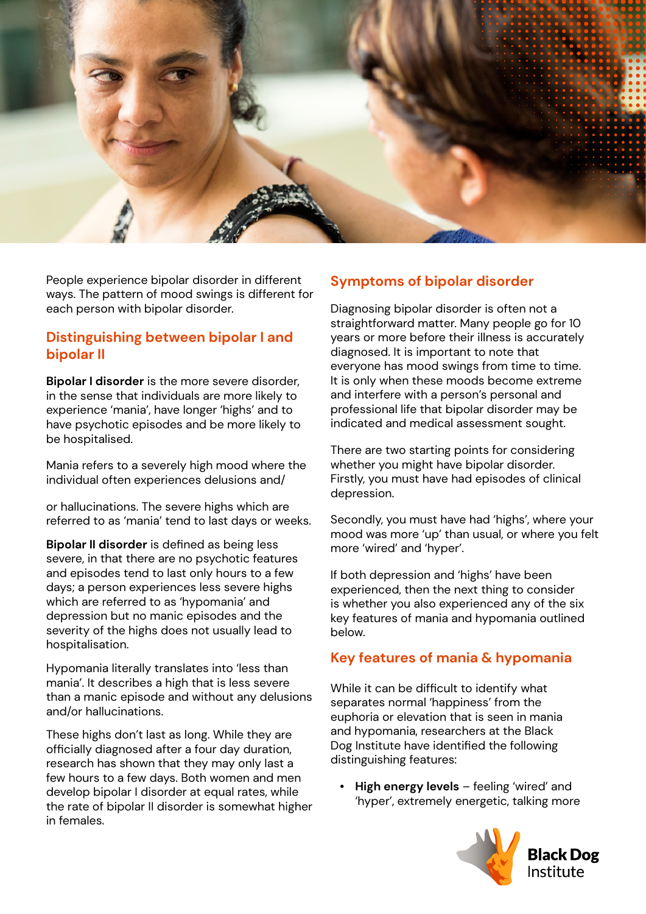People experience bipolar disorder in different ways. The pattern of mood swings is different for each person with bipolar disorder.

## Distinguishing between bipolar I and bipolar II

**Bipolar I disorder** is the more severe disorder, in the sense that individuals are more likely to experience 'mania', have longer 'highs' and to have psychotic episodes and be more likely to be hospitalised.

Mania refers to a severely high mood where the individual often experiences delusions and/or hallucinations. The severe highs which are referred to as 'mania' tend to last days or weeks.

**Bipolar II disorder** is defined as being less severe, in that there are no psychotic features and episodes tend to last only hours to a few days; a person experiences less severe highs which are referred to as 'hypomania' and depression but no manic episodes and the severity of the highs does not usually lead to hospitalisation.

Hypomania literally translates into 'less than mania'. It describes a high that is less severe than a manic episode and without any delusions and/or hallucinations.

These highs don't last as long. While they are officially diagnosed after a four day duration, research has shown that they may only last a few hours to a few days. Both women and men develop bipolar I disorder at equal rates, while the rate of bipolar II disorder is somewhat higher in females.

## Symptoms of bipolar disorder

Diagnosing bipolar disorder is often not a straightforward matter. Many people go for 10 years or more before their illness is accurately diagnosed. It is important to note that everyone has mood swings from time to time. It is only when these moods become extreme and interfere with a person's personal and professional life that bipolar disorder may be indicated and medical assessment sought.

There are two starting points for considering whether you might have bipolar disorder. Firstly, you must have had episodes of clinical depression.

Secondly, you must have had 'highs', where your mood was more 'up' than usual, or where you felt more 'wired' and 'hyper'.

If both depression and 'highs' have been experienced, then the next thing to consider is whether you also experienced any of the six key features of mania and hypomania outlined below.

## Key features of mania & hypomania

While it can be difficult to identify what separates normal 'happiness' from the euphoria or elevation that is seen in mania and hypomania, researchers at the Black Dog Institute have identified the following distinguishing features:

- **High energy levels** – feeling 'wired' and 'hyper', extremely energetic, talking more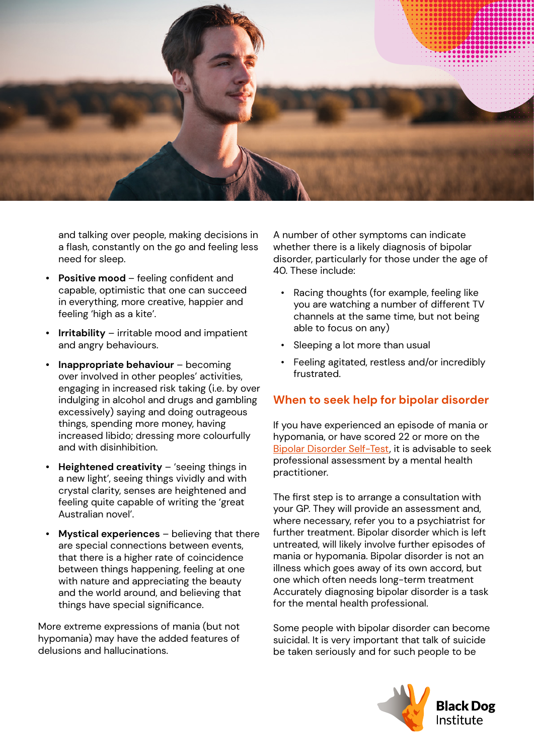and talking over people, making decisions in a flash, constantly on the go and feeling less need for sleep.

- **Positive mood** – feeling confident and capable, optimistic that one can succeed in everything, more creative, happier and feeling 'high as a kite'.
- **Irritability** – irritable mood and impatient and angry behaviours.
- **Inappropriate behaviour** – becoming over involved in other peoples' activities, engaging in increased risk taking (i.e. by over indulging in alcohol and drugs and gambling excessively) saying and doing outrageous things, spending more money, having increased libido; dressing more colourfully and with disinhibition.
- **Heightened creativity** – 'seeing things in a new light', seeing things vividly and with crystal clarity, senses are heightened and feeling quite capable of writing the 'great Australian novel'.
- **Mystical experiences** – believing that there are special connections between events, that there is a higher rate of coincidence between things happening, feeling at one with nature and appreciating the beauty and the world around, and believing that things have special significance.

More extreme expressions of mania (but not hypomania) may have the added features of delusions and hallucinations.

A number of other symptoms can indicate whether there is a likely diagnosis of bipolar disorder, particularly for those under the age of 40. These include:

- Racing thoughts (for example, feeling like you are watching a number of different TV channels at the same time, but not being able to focus on any)
- Sleeping a lot more than usual
- Feeling agitated, restless and/or incredibly frustrated.

## When to seek help for bipolar disorder

If you have experienced an episode of mania or hypomania, or have scored 22 or more on the Bipolar Disorder Self-Test, it is advisable to seek professional assessment by a mental health practitioner.

The first step is to arrange a consultation with your GP. They will provide an assessment and, where necessary, refer you to a psychiatrist for further treatment. Bipolar disorder which is left untreated, will likely involve further episodes of mania or hypomania. Bipolar disorder is not an illness which goes away of its own accord, but one which often needs long-term treatment Accurately diagnosing bipolar disorder is a task for the mental health professional.

Some people with bipolar disorder can become suicidal. It is very important that talk of suicide be taken seriously and for such people to be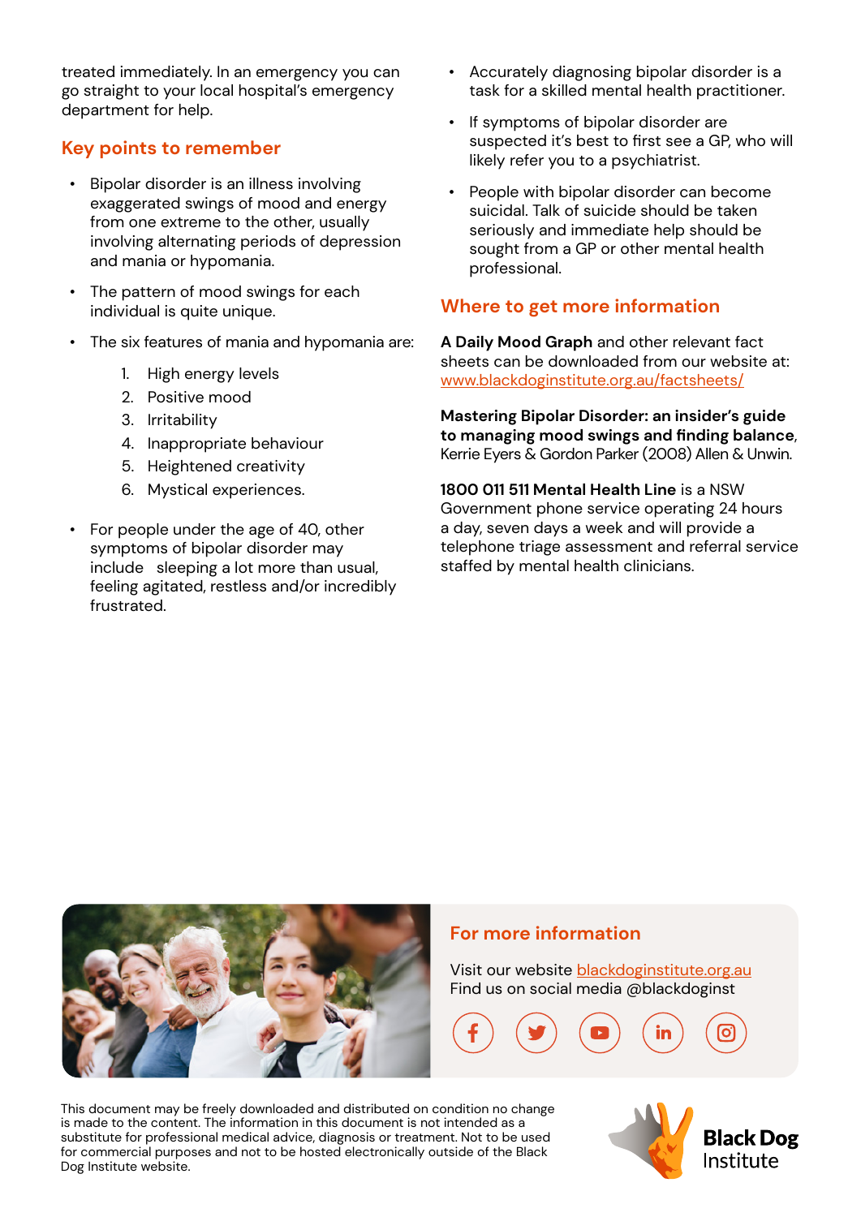treated immediately. In an emergency you can go straight to your local hospital's emergency department for help.

## Key points to remember

- Bipolar disorder is an illness involving exaggerated swings of mood and energy from one extreme to the other, usually involving alternating periods of depression and mania or hypomania.
- The pattern of mood swings for each individual is quite unique.
- The six features of mania and hypomania are:
  1. High energy levels
  2. Positive mood
  3. Irritability
  4. Inappropriate behaviour
  5. Heightened creativity
  6. Mystical experiences.
- For people under the age of 40, other symptoms of bipolar disorder may include sleeping a lot more than usual, feeling agitated, restless and/or incredibly frustrated.
- Accurately diagnosing bipolar disorder is a task for a skilled mental health practitioner.
- If symptoms of bipolar disorder are suspected it's best to first see a GP, who will likely refer you to a psychiatrist.
- People with bipolar disorder can become suicidal. Talk of suicide should be taken seriously and immediate help should be sought from a GP or other mental health professional.

## Where to get more information

**A Daily Mood Graph** and other relevant fact sheets can be downloaded from our website at: www.blackdoginstitute.org.au/factsheets/

**Mastering Bipolar Disorder: an insider's guide to managing mood swings and finding balance**, Kerrie Eyers & Gordon Parker (2008) Allen & Unwin.

**1800 011 511 Mental Health Line** is a NSW Government phone service operating 24 hours a day, seven days a week and will provide a telephone triage assessment and referral service staffed by mental health clinicians.

## For more information

Visit our website blackdoginstitute.org.au
Find us on social media @blackdoginst

This document may be freely downloaded and distributed on condition no change is made to the content. The information in this document is not intended as a substitute for professional medical advice, diagnosis or treatment. Not to be used for commercial purposes and not to be hosted electronically outside of the Black Dog Institute website.

Black Dog Institute